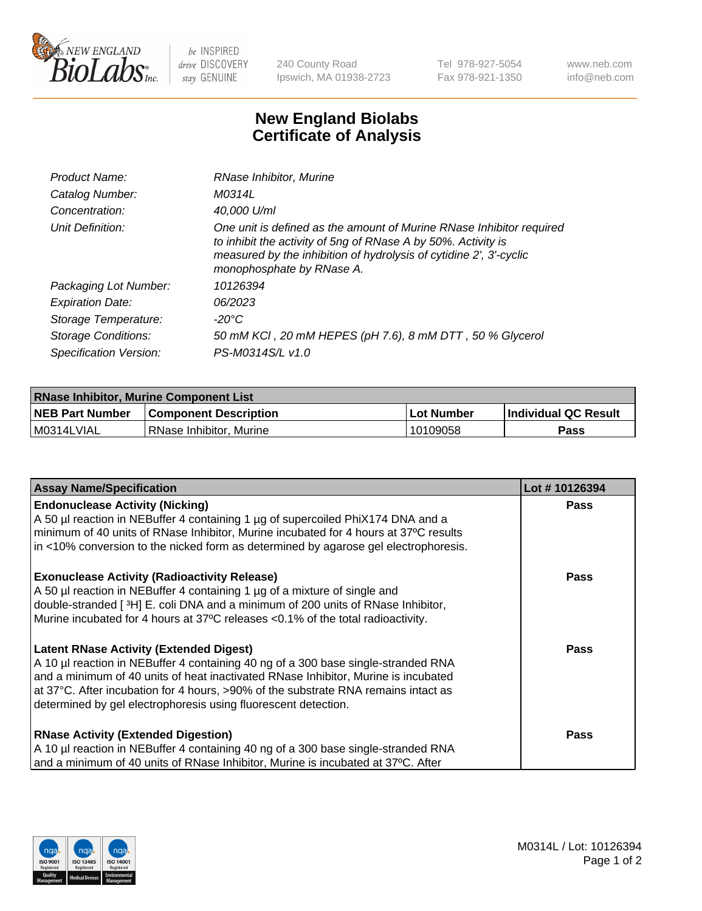# New England Biolabs
# Certificate of Analysis

| | |
|---|---|
| *Product Name:* | *RNase Inhibitor, Murine* |
| *Catalog Number:* | *M0314L* |
| *Concentration:* | *40,000 U/ml* |
| *Unit Definition:* | *One unit is defined as the amount of Murine RNase Inhibitor required to inhibit the activity of 5ng of RNase A by 50%. Activity is measured by the inhibition of hydrolysis of cytidine 2', 3'-cyclic monophosphate by RNase A.* |
| *Packaging Lot Number:* | *10126394* |
| *Expiration Date:* | *06/2023* |
| *Storage Temperature:* | *-20°C* |
| *Storage Conditions:* | *50 mM KCl , 20 mM HEPES (pH 7.6), 8 mM DTT , 50 % Glycerol* |
| *Specification Version:* | *PS-M0314S/L v1.0* |

| **RNase Inhibitor, Murine Component List** | | | |
|---|---|---|---|
| **NEB Part Number** | **Component Description** | **Lot Number** | **Individual QC Result** |
| M0314LVIAL | RNase Inhibitor, Murine | 10109058 | **Pass** |

| **Assay Name/Specification** | **Lot # 10126394** |
|---|---|
| **Endonuclease Activity (Nicking)**<br>A 50 µl reaction in NEBuffer 4 containing 1 µg of supercoiled PhiX174 DNA and a minimum of 40 units of RNase Inhibitor, Murine incubated for 4 hours at 37ºC results in <10% conversion to the nicked form as determined by agarose gel electrophoresis. | **Pass** |
| **Exonuclease Activity (Radioactivity Release)**<br>A 50 µl reaction in NEBuffer 4 containing 1 µg of a mixture of single and double-stranded [ $^{3}$H] E. coli DNA and a minimum of 200 units of RNase Inhibitor, Murine incubated for 4 hours at 37ºC releases <0.1% of the total radioactivity. | **Pass** |
| **Latent RNase Activity (Extended Digest)**<br>A 10 µl reaction in NEBuffer 4 containing 40 ng of a 300 base single-stranded RNA and a minimum of 40 units of heat inactivated RNase Inhibitor, Murine is incubated at 37°C. After incubation for 4 hours, >90% of the substrate RNA remains intact as determined by gel electrophoresis using fluorescent detection. | **Pass** |
| **RNase Activity (Extended Digestion)**<br>A 10 µl reaction in NEBuffer 4 containing 40 ng of a 300 base single-stranded RNA and a minimum of 40 units of RNase Inhibitor, Murine is incubated at 37ºC. After | **Pass** |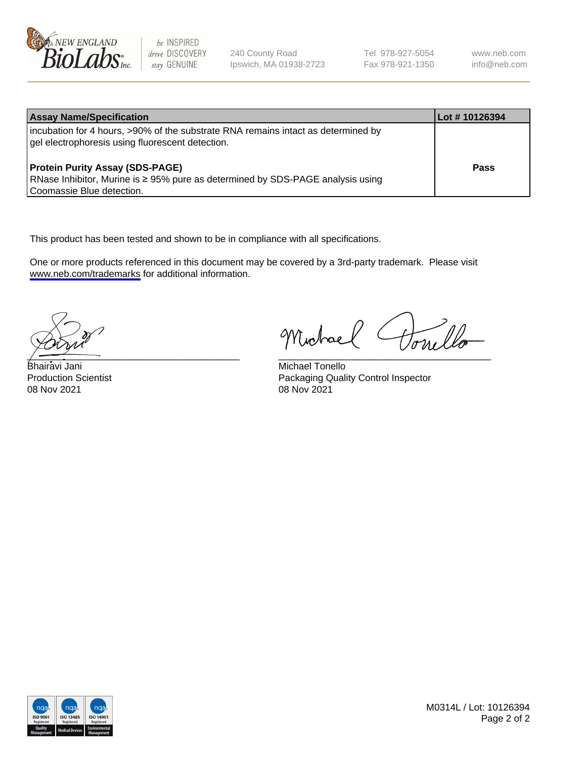| Assay Name/Specification | Lot # 10126394 |
| --- | --- |
| incubation for 4 hours, >90% of the substrate RNA remains intact as determined by gel electrophoresis using fluorescent detection. | |
| **Protein Purity Assay (SDS-PAGE)** RNase Inhibitor, Murine is ≥ 95% pure as determined by SDS-PAGE analysis using Coomassie Blue detection. | **Pass** |

This product has been tested and shown to be in compliance with all specifications.

One or more products referenced in this document may be covered by a 3rd-party trademark. Please visit www.neb.com/trademarks for additional information.

Bhairavi Jani
Production Scientist
08 Nov 2021

Michael Tonello
Packaging Quality Control Inspector
08 Nov 2021

M0314L / Lot: 10126394